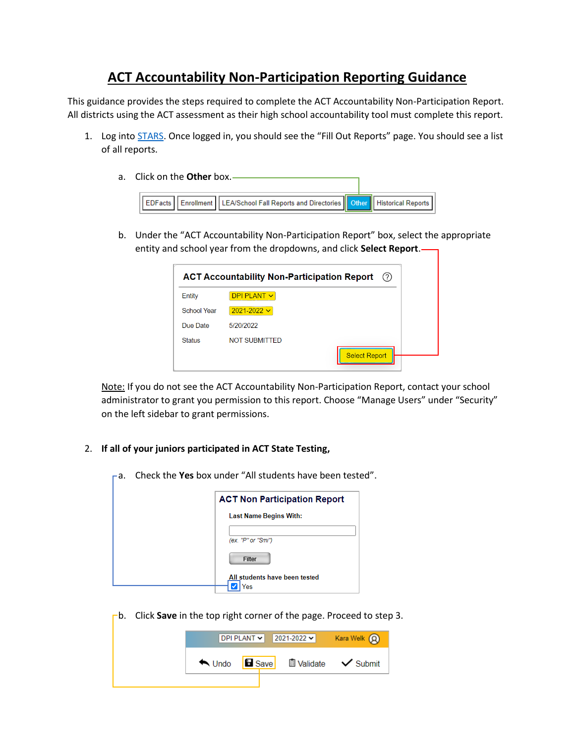# ACT Accountability Non-Participation Reporting Guidance

This guidance provides the steps required to complete the ACT Accountability Non-Participation Report. All districts using the ACT assessment as their high school accountability tool must complete this report.

1. Log into STARS. Once logged in, you should see the "Fill Out Reports" page. You should see a list of all reports.

   a. Click on the **Other** box.

   EDFacts | Enrollment | LEA/School Fall Reports and Directories | Other | Historical Reports

   b. Under the "ACT Accountability Non-Participation Report" box, select the appropriate entity and school year from the dropdowns, and click **Select Report**.

   **ACT Accountability Non-Participation Report**

   | | |
   |---|---|
   | Entity | DPI PLANT |
   | School Year | 2021-2022 |
   | Due Date | 5/20/2022 |
   | Status | NOT SUBMITTED |

   Select Report

   Note: If you do not see the ACT Accountability Non-Participation Report, contact your school administrator to grant you permission to this report. Choose "Manage Users" under "Security" on the left sidebar to grant permissions.

2. **If all of your juniors participated in ACT State Testing,**

   a. Check the **Yes** box under "All students have been tested".

   **ACT Non Participation Report**

   Last Name Begins With:

   (ex. "P" or "Smi")

   Filter

   All students have been tested

   ☑ Yes

   b. Click **Save** in the top right corner of the page. Proceed to step 3.

   DPI PLANT | 2021-2022 | Kara Welk

   Undo | Save | Validate | Submit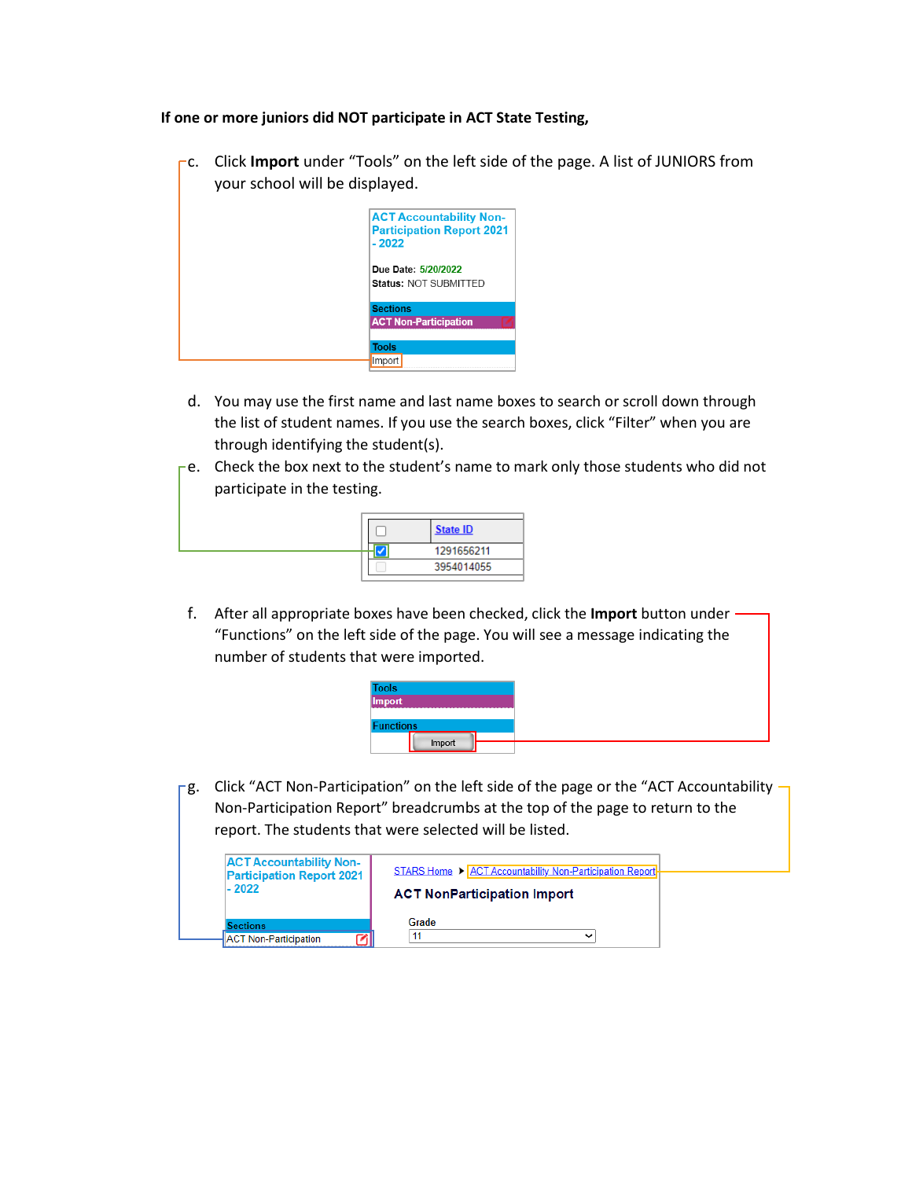**If one or more juniors did NOT participate in ACT State Testing,**

c. Click **Import** under “Tools” on the left side of the page. A list of JUNIORS from your school will be displayed.

d. You may use the first name and last name boxes to search or scroll down through the list of student names. If you use the search boxes, click “Filter” when you are through identifying the student(s).

e. Check the box next to the student’s name to mark only those students who did not participate in the testing.

f. After all appropriate boxes have been checked, click the **Import** button under “Functions” on the left side of the page. You will see a message indicating the number of students that were imported.

g. Click “ACT Non-Participation” on the left side of the page or the “ACT Accountability Non-Participation Report” breadcrumbs at the top of the page to return to the report. The students that were selected will be listed.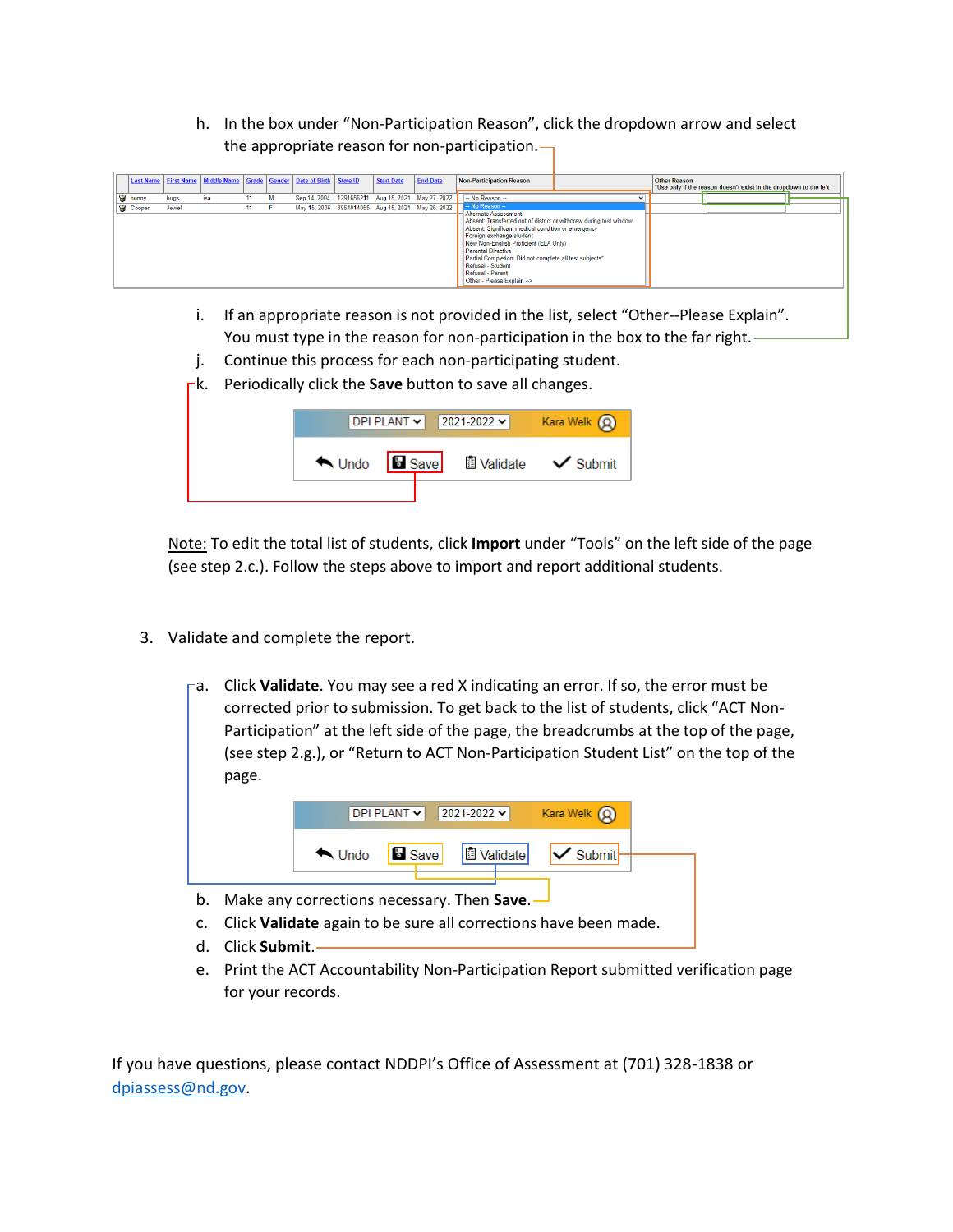h. In the box under "Non-Participation Reason", click the dropdown arrow and select the appropriate reason for non-participation.

| | Last Name | First Name | Middle Name | Grade | Gender | Date of Birth | State ID | Start Date | End Date | Non-Participation Reason | Other Reason "Use only if the reason doesn't exist in the dropdown to the left |
|---|---|---|---|---|---|---|---|---|---|---|---|
| | bunny | bugs | isa | 11 | M | Sep 14, 2004 | 1291656211 | Aug 15, 2021 | May 27, 2022 | -- No Reason -- | |
| | Cooper | Jewel | | 11 | F | May 15, 2006 | 3954014065 | Aug 15, 2021 | May 26, 2022 | | |

-- No Reason --
Alternate Assessment
Absent: Transferred out of district or withdrew during test window
Absent: Significant medical condition or emergency
Foreign exchange student
New Non-English Proficient (ELA Only)
Parental Directive
Partial Completion: Did not complete all test subjects*
Refusal - Student
Refusal - Parent
Other - Please Explain -->

i. If an appropriate reason is not provided in the list, select "Other--Please Explain". You must type in the reason for non-participation in the box to the far right.

j. Continue this process for each non-participating student.

k. Periodically click the **Save** button to save all changes.

DPI PLANT 2021-2022 Kara Welk
Undo Save Validate Submit

Note: To edit the total list of students, click **Import** under "Tools" on the left side of the page (see step 2.c.). Follow the steps above to import and report additional students.

3. Validate and complete the report.

a. Click **Validate**. You may see a red X indicating an error. If so, the error must be corrected prior to submission. To get back to the list of students, click "ACT Non-Participation" at the left side of the page, the breadcrumbs at the top of the page, (see step 2.g.), or "Return to ACT Non-Participation Student List" on the top of the page.

DPI PLANT 2021-2022 Kara Welk
Undo Save Validate Submit

b. Make any corrections necessary. Then **Save**.

c. Click **Validate** again to be sure all corrections have been made.

d. Click **Submit**.

e. Print the ACT Accountability Non-Participation Report submitted verification page for your records.

If you have questions, please contact NDDPI's Office of Assessment at (701) 328-1838 or dpiassess@nd.gov.